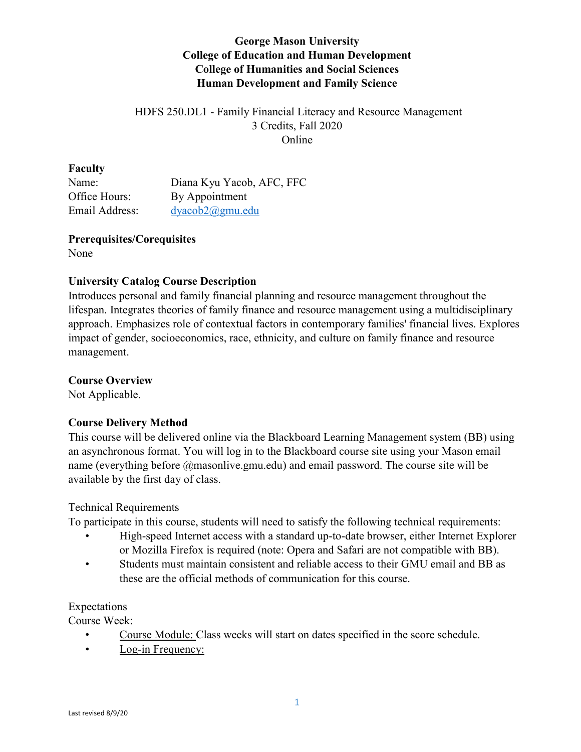**George Mason University**
**College of Education and Human Development**
**College of Humanities and Social Sciences**
**Human Development and Family Science**

HDFS 250.DL1 - Family Financial Literacy and Resource Management
3 Credits, Fall 2020
Online

### Faculty

Name: Diana Kyu Yacob, AFC, FFC
Office Hours: By Appointment
Email Address: dyacob2@gmu.edu

### Prerequisites/Corequisites

None

### University Catalog Course Description

Introduces personal and family financial planning and resource management throughout the lifespan. Integrates theories of family finance and resource management using a multidisciplinary approach. Emphasizes role of contextual factors in contemporary families' financial lives. Explores impact of gender, socioeconomics, race, ethnicity, and culture on family finance and resource management.

### Course Overview

Not Applicable.

### Course Delivery Method

This course will be delivered online via the Blackboard Learning Management system (BB) using an asynchronous format. You will log in to the Blackboard course site using your Mason email name (everything before @masonlive.gmu.edu) and email password. The course site will be available by the first day of class.

Technical Requirements
To participate in this course, students will need to satisfy the following technical requirements:

- High-speed Internet access with a standard up-to-date browser, either Internet Explorer or Mozilla Firefox is required (note: Opera and Safari are not compatible with BB).
- Students must maintain consistent and reliable access to their GMU email and BB as these are the official methods of communication for this course.

Expectations
Course Week:

- Course Module: Class weeks will start on dates specified in the score schedule.
- Log-in Frequency: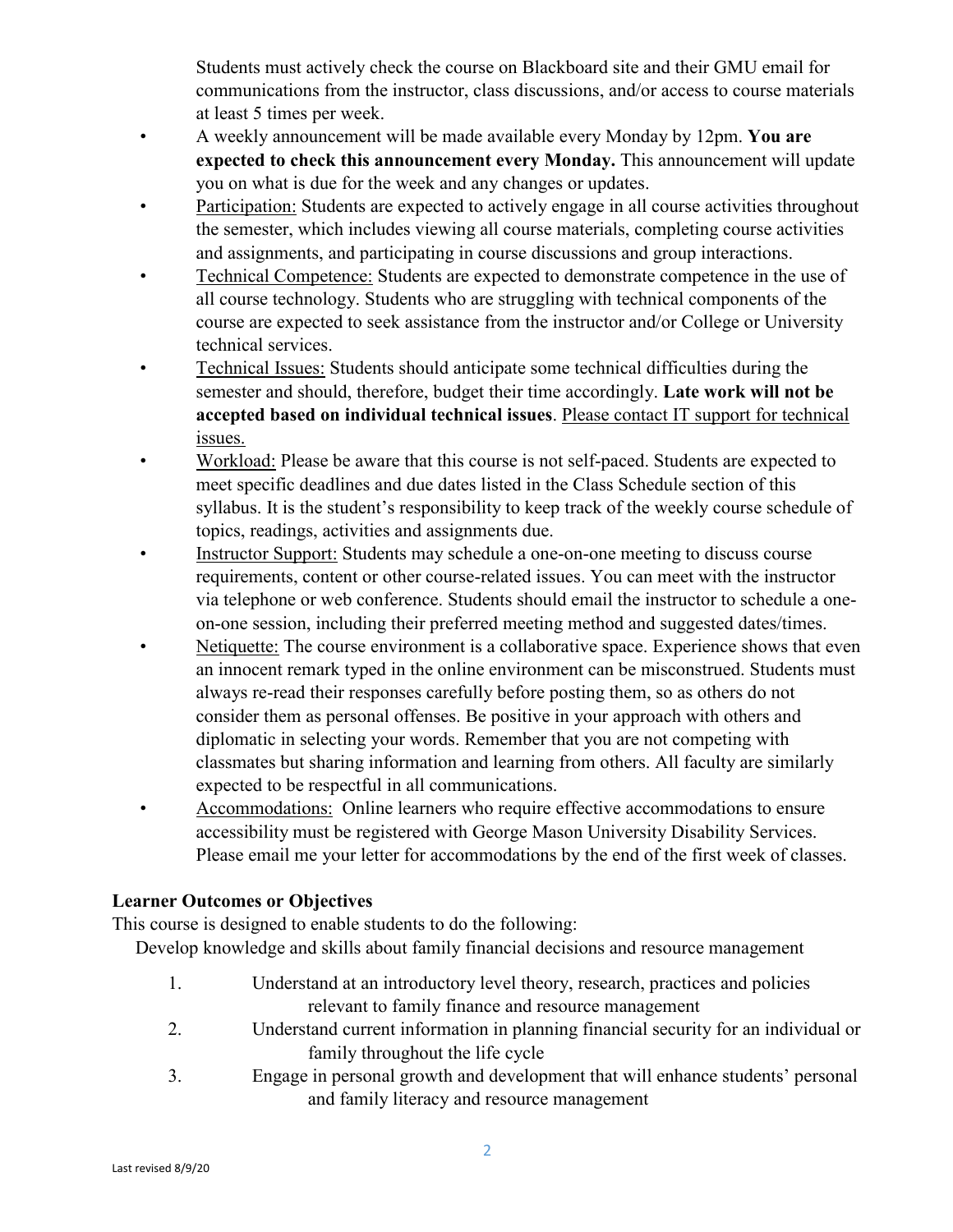Students must actively check the course on Blackboard site and their GMU email for communications from the instructor, class discussions, and/or access to course materials at least 5 times per week.

- A weekly announcement will be made available every Monday by 12pm. **You are expected to check this announcement every Monday.** This announcement will update you on what is due for the week and any changes or updates.
- Participation: Students are expected to actively engage in all course activities throughout the semester, which includes viewing all course materials, completing course activities and assignments, and participating in course discussions and group interactions.
- Technical Competence: Students are expected to demonstrate competence in the use of all course technology. Students who are struggling with technical components of the course are expected to seek assistance from the instructor and/or College or University technical services.
- Technical Issues: Students should anticipate some technical difficulties during the semester and should, therefore, budget their time accordingly. **Late work will not be accepted based on individual technical issues**. Please contact IT support for technical issues.
- Workload: Please be aware that this course is not self-paced. Students are expected to meet specific deadlines and due dates listed in the Class Schedule section of this syllabus. It is the student's responsibility to keep track of the weekly course schedule of topics, readings, activities and assignments due.
- Instructor Support: Students may schedule a one-on-one meeting to discuss course requirements, content or other course-related issues. You can meet with the instructor via telephone or web conference. Students should email the instructor to schedule a one-on-one session, including their preferred meeting method and suggested dates/times.
- Netiquette: The course environment is a collaborative space. Experience shows that even an innocent remark typed in the online environment can be misconstrued. Students must always re-read their responses carefully before posting them, so as others do not consider them as personal offenses. Be positive in your approach with others and diplomatic in selecting your words. Remember that you are not competing with classmates but sharing information and learning from others. All faculty are similarly expected to be respectful in all communications.
- Accommodations: Online learners who require effective accommodations to ensure accessibility must be registered with George Mason University Disability Services. Please email me your letter for accommodations by the end of the first week of classes.

**Learner Outcomes or Objectives**

This course is designed to enable students to do the following:

Develop knowledge and skills about family financial decisions and resource management

1. Understand at an introductory level theory, research, practices and policies relevant to family finance and resource management
2. Understand current information in planning financial security for an individual or family throughout the life cycle
3. Engage in personal growth and development that will enhance students' personal and family literacy and resource management

Last revised 8/9/20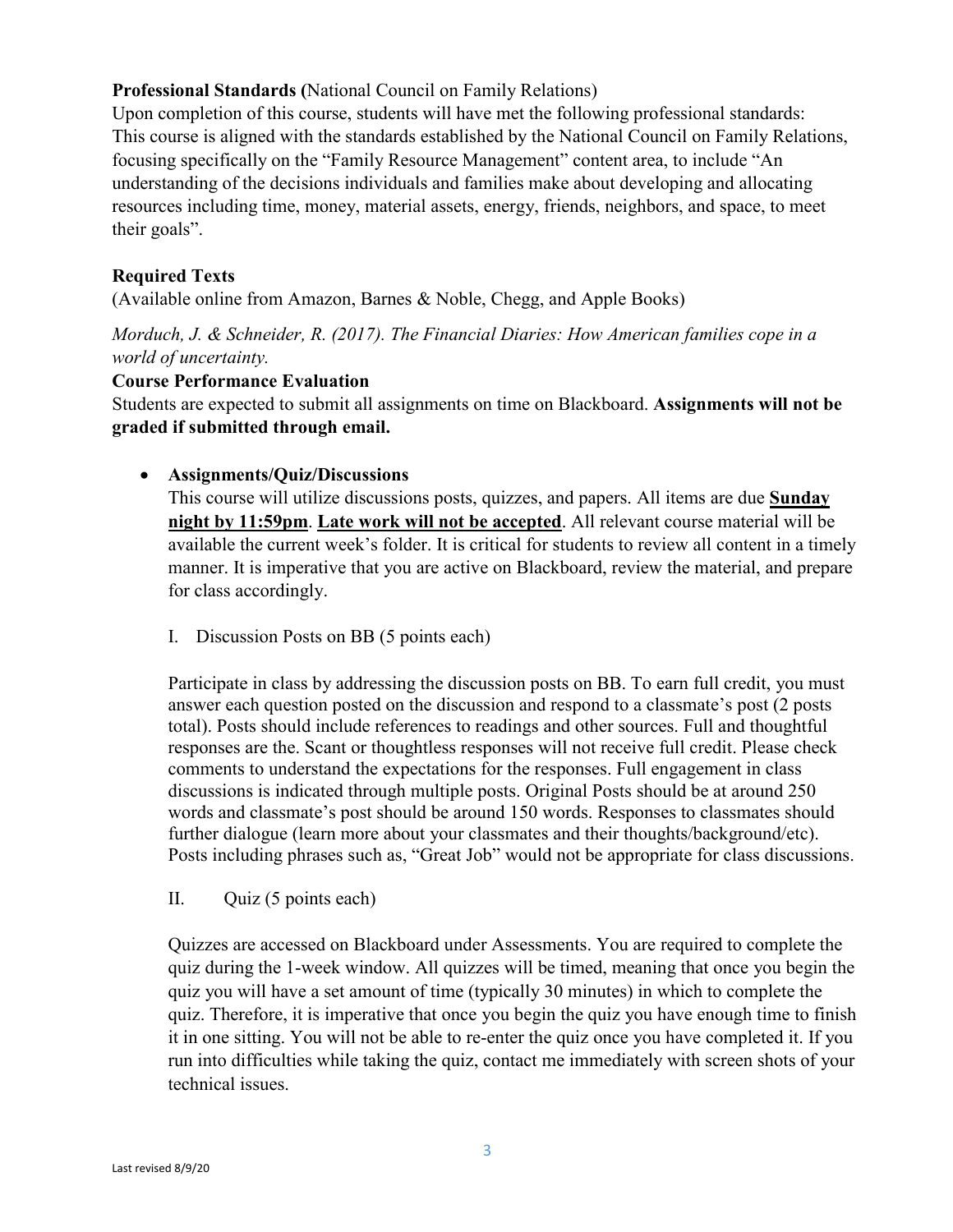**Professional Standards (**National Council on Family Relations)

Upon completion of this course, students will have met the following professional standards: This course is aligned with the standards established by the National Council on Family Relations, focusing specifically on the "Family Resource Management" content area, to include "An understanding of the decisions individuals and families make about developing and allocating resources including time, money, material assets, energy, friends, neighbors, and space, to meet their goals".

**Required Texts**

(Available online from Amazon, Barnes & Noble, Chegg, and Apple Books)

*Morduch, J. & Schneider, R. (2017). The Financial Diaries: How American families cope in a world of uncertainty.*

**Course Performance Evaluation**

Students are expected to submit all assignments on time on Blackboard. **Assignments will not be graded if submitted through email.**

- **Assignments/Quiz/Discussions**

  This course will utilize discussions posts, quizzes, and papers. All items are due **Sunday night by 11:59pm**. **Late work will not be accepted**. All relevant course material will be available the current week's folder. It is critical for students to review all content in a timely manner. It is imperative that you are active on Blackboard, review the material, and prepare for class accordingly.

  I. Discussion Posts on BB (5 points each)

  Participate in class by addressing the discussion posts on BB. To earn full credit, you must answer each question posted on the discussion and respond to a classmate's post (2 posts total). Posts should include references to readings and other sources. Full and thoughtful responses are the. Scant or thoughtless responses will not receive full credit. Please check comments to understand the expectations for the responses. Full engagement in class discussions is indicated through multiple posts. Original Posts should be at around 250 words and classmate's post should be around 150 words. Responses to classmates should further dialogue (learn more about your classmates and their thoughts/background/etc). Posts including phrases such as, "Great Job" would not be appropriate for class discussions.

  II. Quiz (5 points each)

  Quizzes are accessed on Blackboard under Assessments. You are required to complete the quiz during the 1-week window. All quizzes will be timed, meaning that once you begin the quiz you will have a set amount of time (typically 30 minutes) in which to complete the quiz. Therefore, it is imperative that once you begin the quiz you have enough time to finish it in one sitting. You will not be able to re-enter the quiz once you have completed it. If you run into difficulties while taking the quiz, contact me immediately with screen shots of your technical issues.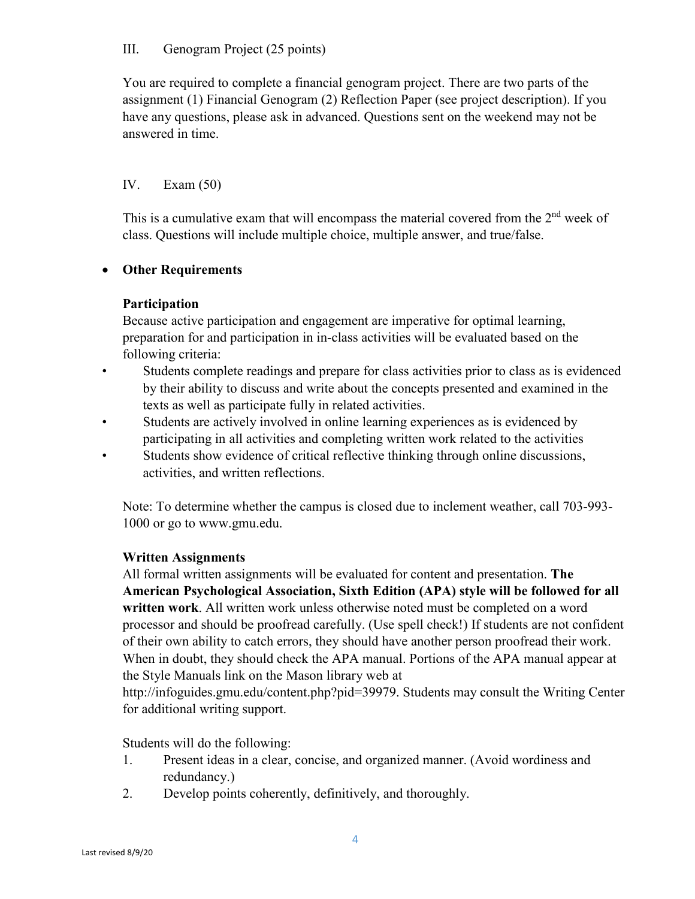III. Genogram Project (25 points)

You are required to complete a financial genogram project. There are two parts of the assignment (1) Financial Genogram (2) Reflection Paper (see project description). If you have any questions, please ask in advanced. Questions sent on the weekend may not be answered in time.

IV. Exam (50)

This is a cumulative exam that will encompass the material covered from the 2nd week of class. Questions will include multiple choice, multiple answer, and true/false.

- **Other Requirements**

**Participation**

Because active participation and engagement are imperative for optimal learning, preparation for and participation in in-class activities will be evaluated based on the following criteria:

- Students complete readings and prepare for class activities prior to class as is evidenced by their ability to discuss and write about the concepts presented and examined in the texts as well as participate fully in related activities.
- Students are actively involved in online learning experiences as is evidenced by participating in all activities and completing written work related to the activities
- Students show evidence of critical reflective thinking through online discussions, activities, and written reflections.

Note: To determine whether the campus is closed due to inclement weather, call 703-993-1000 or go to www.gmu.edu.

**Written Assignments**

All formal written assignments will be evaluated for content and presentation. **The American Psychological Association, Sixth Edition (APA) style will be followed for all written work**. All written work unless otherwise noted must be completed on a word processor and should be proofread carefully. (Use spell check!) If students are not confident of their own ability to catch errors, they should have another person proofread their work. When in doubt, they should check the APA manual. Portions of the APA manual appear at the Style Manuals link on the Mason library web at http://infoguides.gmu.edu/content.php?pid=39979. Students may consult the Writing Center for additional writing support.

Students will do the following:

1. Present ideas in a clear, concise, and organized manner. (Avoid wordiness and redundancy.)
2. Develop points coherently, definitively, and thoroughly.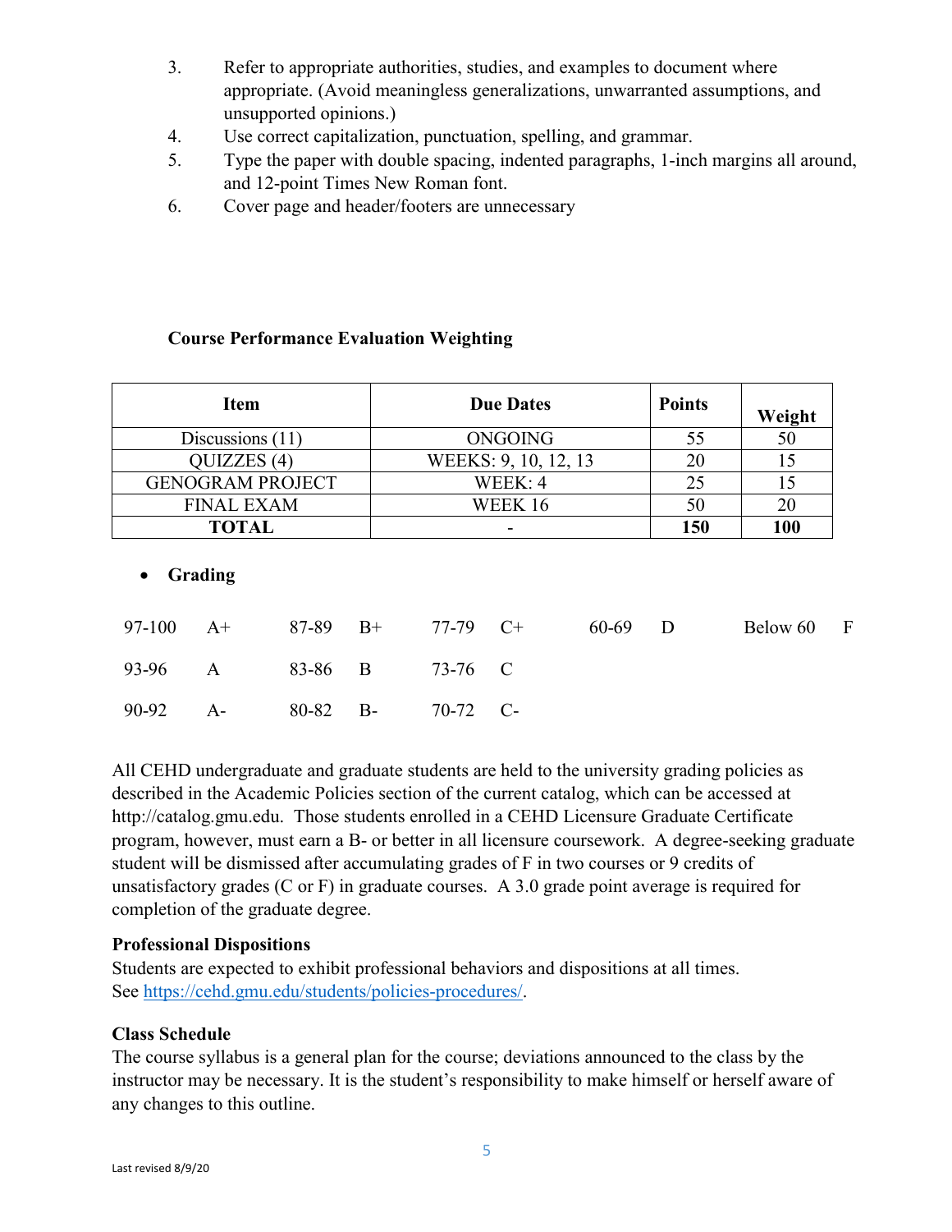3. Refer to appropriate authorities, studies, and examples to document where appropriate. (Avoid meaningless generalizations, unwarranted assumptions, and unsupported opinions.)
4. Use correct capitalization, punctuation, spelling, and grammar.
5. Type the paper with double spacing, indented paragraphs, 1-inch margins all around, and 12-point Times New Roman font.
6. Cover page and header/footers are unnecessary

**Course Performance Evaluation Weighting**

| Item | Due Dates | Points | Weight |
|---|---|---|---|
| Discussions (11) | ONGOING | 55 | 50 |
| QUIZZES (4) | WEEKS: 9, 10, 12, 13 | 20 | 15 |
| GENOGRAM PROJECT | WEEK: 4 | 25 | 15 |
| FINAL EXAM | WEEK 16 | 50 | 20 |
| **TOTAL** | - | **150** | **100** |

- **Grading**

| | | | | | | | | | |
|---|---|---|---|---|---|---|---|---|---|
| 97-100 | A+ | 87-89 | B+ | 77-79 | C+ | 60-69 | D | Below 60 | F |
| 93-96 | A | 83-86 | B | 73-76 | C | | | | |
| 90-92 | A- | 80-82 | B- | 70-72 | C- | | | | |

All CEHD undergraduate and graduate students are held to the university grading policies as described in the Academic Policies section of the current catalog, which can be accessed at http://catalog.gmu.edu. Those students enrolled in a CEHD Licensure Graduate Certificate program, however, must earn a B- or better in all licensure coursework. A degree-seeking graduate student will be dismissed after accumulating grades of F in two courses or 9 credits of unsatisfactory grades (C or F) in graduate courses. A 3.0 grade point average is required for completion of the graduate degree.

**Professional Dispositions**
Students are expected to exhibit professional behaviors and dispositions at all times.
See https://cehd.gmu.edu/students/policies-procedures/.

**Class Schedule**
The course syllabus is a general plan for the course; deviations announced to the class by the instructor may be necessary. It is the student's responsibility to make himself or herself aware of any changes to this outline.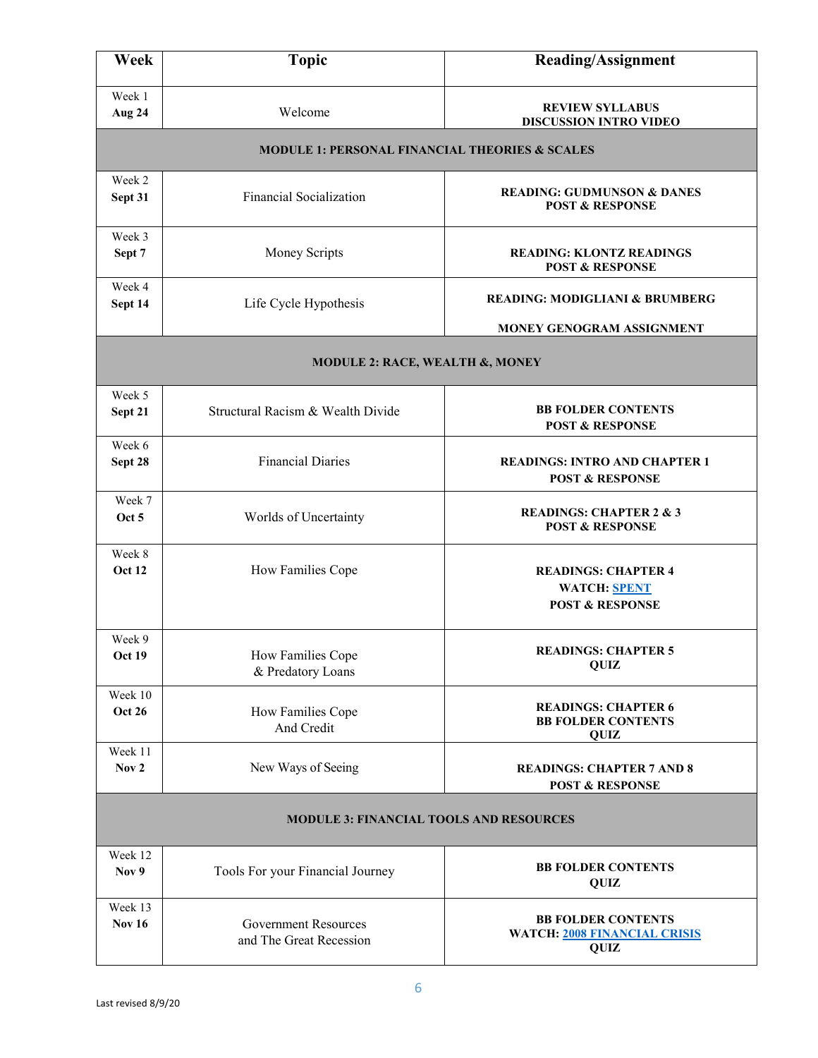| Week | Topic | Reading/Assignment |
|---|---|---|
| Week 1 **Aug 24** | Welcome | **REVIEW SYLLABUS DISCUSSION INTRO VIDEO** |
| **MODULE 1: PERSONAL FINANCIAL THEORIES & SCALES** | | |
| Week 2 **Sept 31** | Financial Socialization | **READING: GUDMUNSON & DANES POST & RESPONSE** |
| Week 3 **Sept 7** | Money Scripts | **READING: KLONTZ READINGS POST & RESPONSE** |
| Week 4 **Sept 14** | Life Cycle Hypothesis | **READING: MODIGLIANI & BRUMBERG** **MONEY GENOGRAM ASSIGNMENT** |
| **MODULE 2: RACE, WEALTH &, MONEY** | | |
| Week 5 **Sept 21** | Structural Racism & Wealth Divide | **BB FOLDER CONTENTS POST & RESPONSE** |
| Week 6 **Sept 28** | Financial Diaries | **READINGS: INTRO AND CHAPTER 1 POST & RESPONSE** |
| Week 7 **Oct 5** | Worlds of Uncertainty | **READINGS: CHAPTER 2 & 3 POST & RESPONSE** |
| Week 8 **Oct 12** | How Families Cope | **READINGS: CHAPTER 4** **WATCH: SPENT** **POST & RESPONSE** |
| Week 9 **Oct 19** | How Families Cope & Predatory Loans | **READINGS: CHAPTER 5 QUIZ** |
| Week 10 **Oct 26** | How Families Cope And Credit | **READINGS: CHAPTER 6 BB FOLDER CONTENTS QUIZ** |
| Week 11 **Nov 2** | New Ways of Seeing | **READINGS: CHAPTER 7 AND 8 POST & RESPONSE** |
| **MODULE 3: FINANCIAL TOOLS AND RESOURCES** | | |
| Week 12 **Nov 9** | Tools For your Financial Journey | **BB FOLDER CONTENTS QUIZ** |
| Week 13 **Nov 16** | Government Resources and The Great Recession | **BB FOLDER CONTENTS** **WATCH: 2008 FINANCIAL CRISIS** **QUIZ** |

Last revised 8/9/20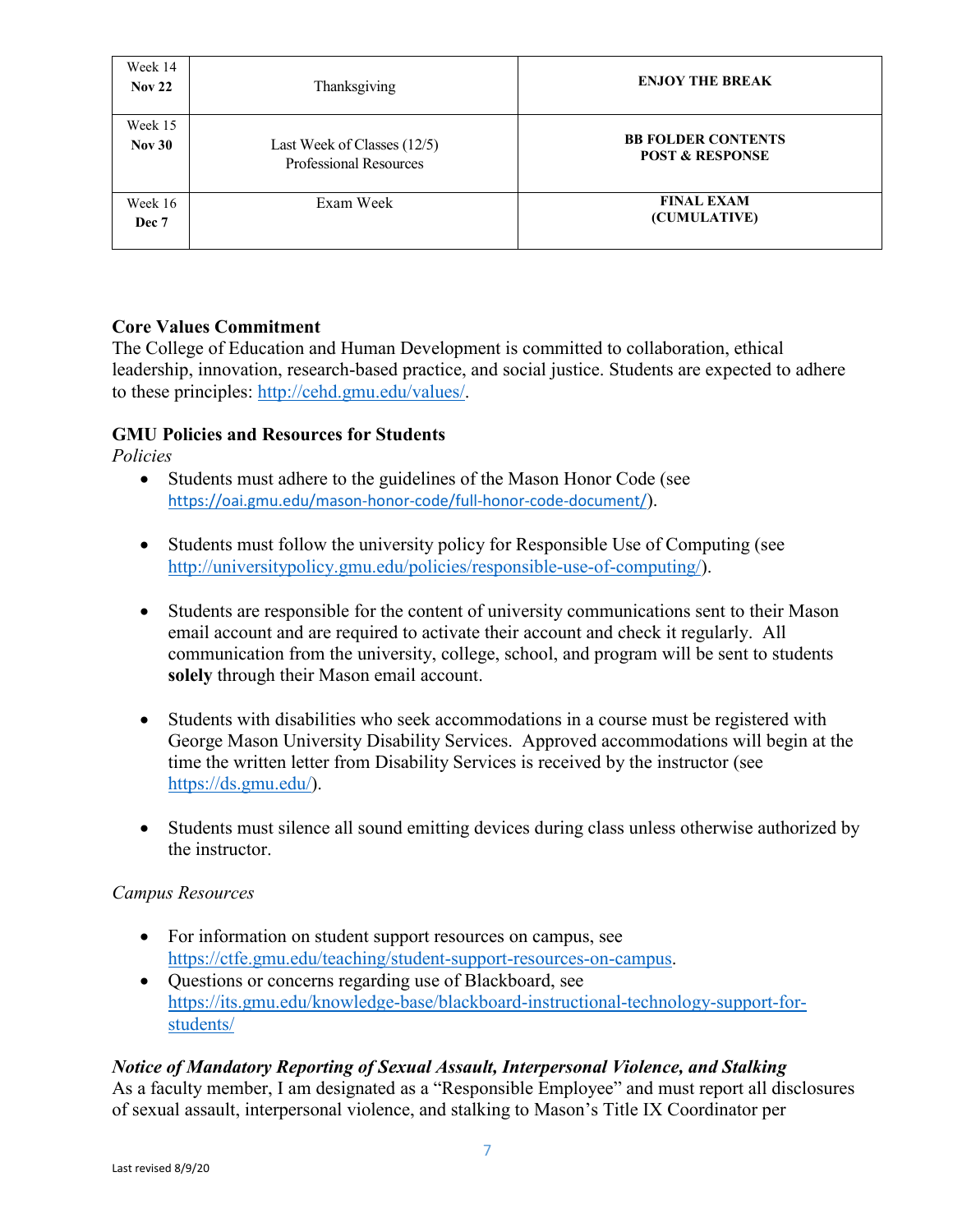| Week 14 **Nov 22** | Thanksgiving | **ENJOY THE BREAK** |
|---|---|---|
| Week 15 **Nov 30** | Last Week of Classes (12/5) Professional Resources | **BB FOLDER CONTENTS POST & RESPONSE** |
| Week 16 **Dec 7** | Exam Week | **FINAL EXAM (CUMULATIVE)** |

**Core Values Commitment**
The College of Education and Human Development is committed to collaboration, ethical leadership, innovation, research-based practice, and social justice. Students are expected to adhere to these principles: http://cehd.gmu.edu/values/.

**GMU Policies and Resources for Students**
*Policies*

- Students must adhere to the guidelines of the Mason Honor Code (see https://oai.gmu.edu/mason-honor-code/full-honor-code-document/).

- Students must follow the university policy for Responsible Use of Computing (see http://universitypolicy.gmu.edu/policies/responsible-use-of-computing/).

- Students are responsible for the content of university communications sent to their Mason email account and are required to activate their account and check it regularly. All communication from the university, college, school, and program will be sent to students **solely** through their Mason email account.

- Students with disabilities who seek accommodations in a course must be registered with George Mason University Disability Services. Approved accommodations will begin at the time the written letter from Disability Services is received by the instructor (see https://ds.gmu.edu/).

- Students must silence all sound emitting devices during class unless otherwise authorized by the instructor.

*Campus Resources*

- For information on student support resources on campus, see https://ctfe.gmu.edu/teaching/student-support-resources-on-campus.
- Questions or concerns regarding use of Blackboard, see https://its.gmu.edu/knowledge-base/blackboard-instructional-technology-support-for-students/

***Notice of Mandatory Reporting of Sexual Assault, Interpersonal Violence, and Stalking***
As a faculty member, I am designated as a "Responsible Employee" and must report all disclosures of sexual assault, interpersonal violence, and stalking to Mason's Title IX Coordinator per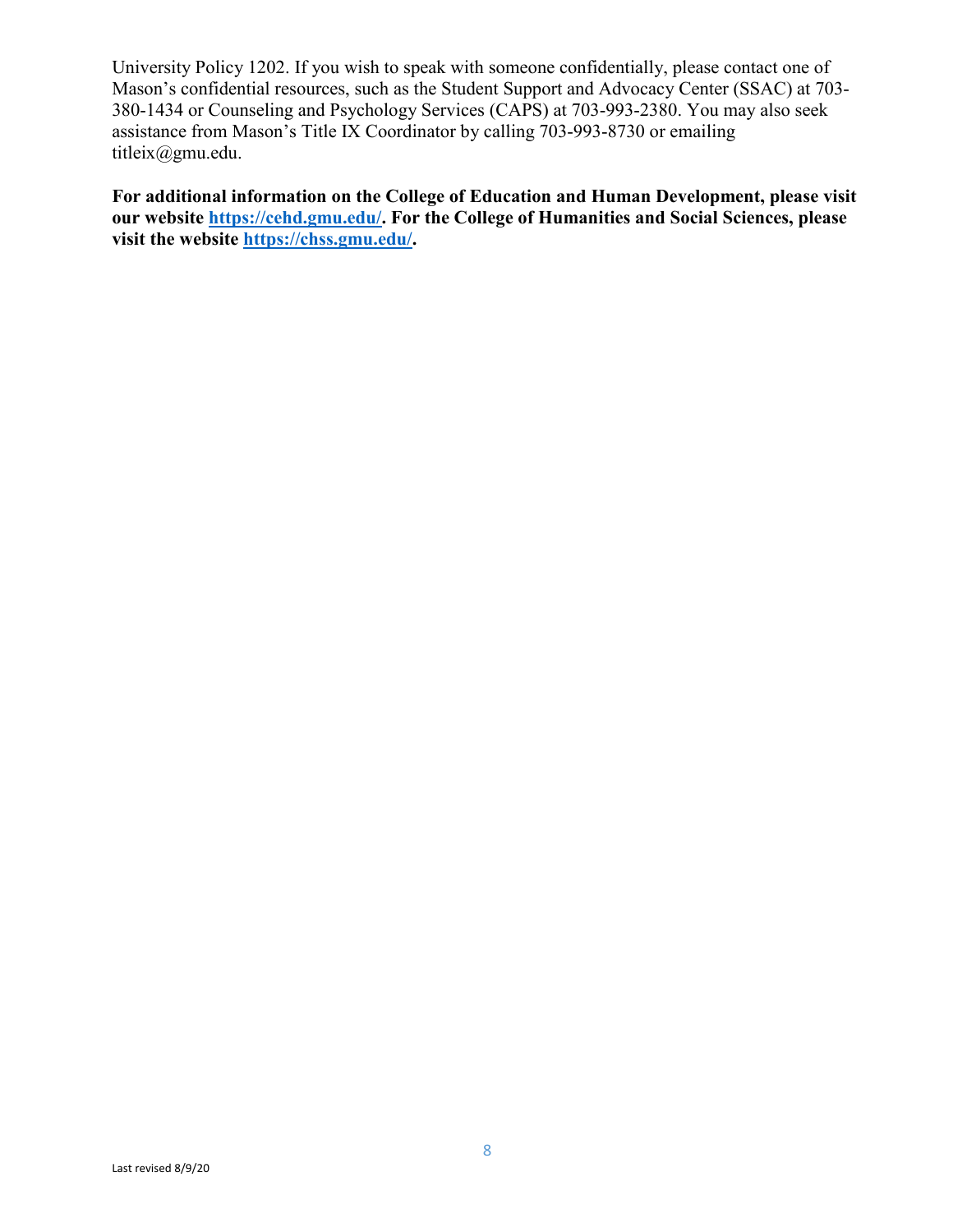University Policy 1202. If you wish to speak with someone confidentially, please contact one of Mason's confidential resources, such as the Student Support and Advocacy Center (SSAC) at 703-380-1434 or Counseling and Psychology Services (CAPS) at 703-993-2380. You may also seek assistance from Mason's Title IX Coordinator by calling 703-993-8730 or emailing titleix@gmu.edu.

**For additional information on the College of Education and Human Development, please visit our website [https://cehd.gmu.edu/](https://cehd.gmu.edu/). For the College of Humanities and Social Sciences, please visit the website [https://chss.gmu.edu/](https://chss.gmu.edu/).**

Last revised 8/9/20